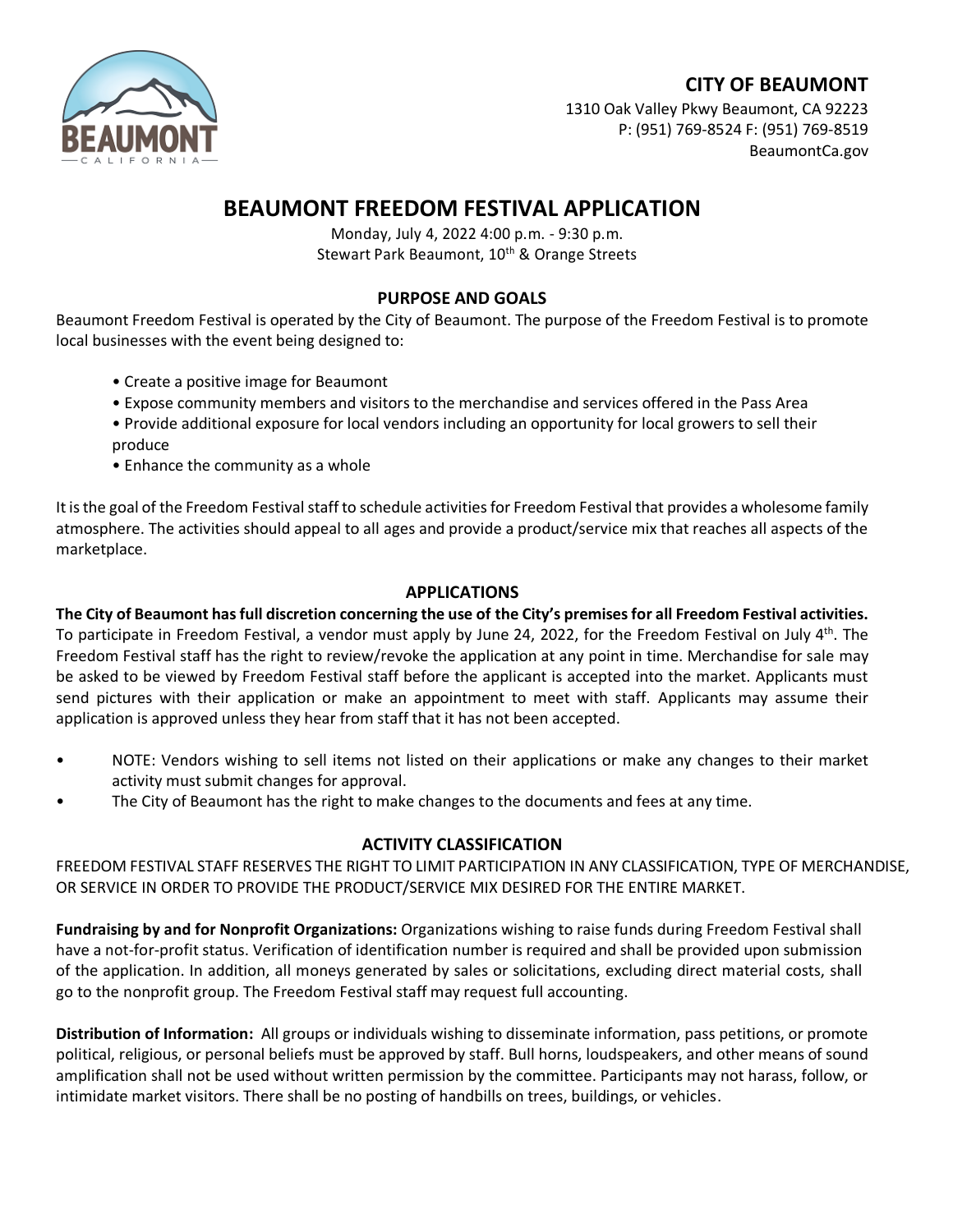**CITY OF BEAUMONT**
1310 Oak Valley Pkwy Beaumont, CA 92223
P: (951) 769-8524 F: (951) 769-8519
BeaumontCa.gov

# BEAUMONT FREEDOM FESTIVAL APPLICATION

Monday, July 4, 2022 4:00 p.m. - 9:30 p.m.
Stewart Park Beaumont, 10th & Orange Streets

## PURPOSE AND GOALS

Beaumont Freedom Festival is operated by the City of Beaumont. The purpose of the Freedom Festival is to promote local businesses with the event being designed to:

- Create a positive image for Beaumont
- Expose community members and visitors to the merchandise and services offered in the Pass Area
- Provide additional exposure for local vendors including an opportunity for local growers to sell their produce
- Enhance the community as a whole

It is the goal of the Freedom Festival staff to schedule activities for Freedom Festival that provides a wholesome family atmosphere. The activities should appeal to all ages and provide a product/service mix that reaches all aspects of the marketplace.

## APPLICATIONS

**The City of Beaumont has full discretion concerning the use of the City's premises for all Freedom Festival activities.** To participate in Freedom Festival, a vendor must apply by June 24, 2022, for the Freedom Festival on July 4th. The Freedom Festival staff has the right to review/revoke the application at any point in time. Merchandise for sale may be asked to be viewed by Freedom Festival staff before the applicant is accepted into the market. Applicants must send pictures with their application or make an appointment to meet with staff. Applicants may assume their application is approved unless they hear from staff that it has not been accepted.

- NOTE: Vendors wishing to sell items not listed on their applications or make any changes to their market activity must submit changes for approval.
- The City of Beaumont has the right to make changes to the documents and fees at any time.

## ACTIVITY CLASSIFICATION

FREEDOM FESTIVAL STAFF RESERVES THE RIGHT TO LIMIT PARTICIPATION IN ANY CLASSIFICATION, TYPE OF MERCHANDISE, OR SERVICE IN ORDER TO PROVIDE THE PRODUCT/SERVICE MIX DESIRED FOR THE ENTIRE MARKET.

**Fundraising by and for Nonprofit Organizations:** Organizations wishing to raise funds during Freedom Festival shall have a not-for-profit status. Verification of identification number is required and shall be provided upon submission of the application. In addition, all moneys generated by sales or solicitations, excluding direct material costs, shall go to the nonprofit group. The Freedom Festival staff may request full accounting.

**Distribution of Information:** All groups or individuals wishing to disseminate information, pass petitions, or promote political, religious, or personal beliefs must be approved by staff. Bull horns, loudspeakers, and other means of sound amplification shall not be used without written permission by the committee. Participants may not harass, follow, or intimidate market visitors. There shall be no posting of handbills on trees, buildings, or vehicles.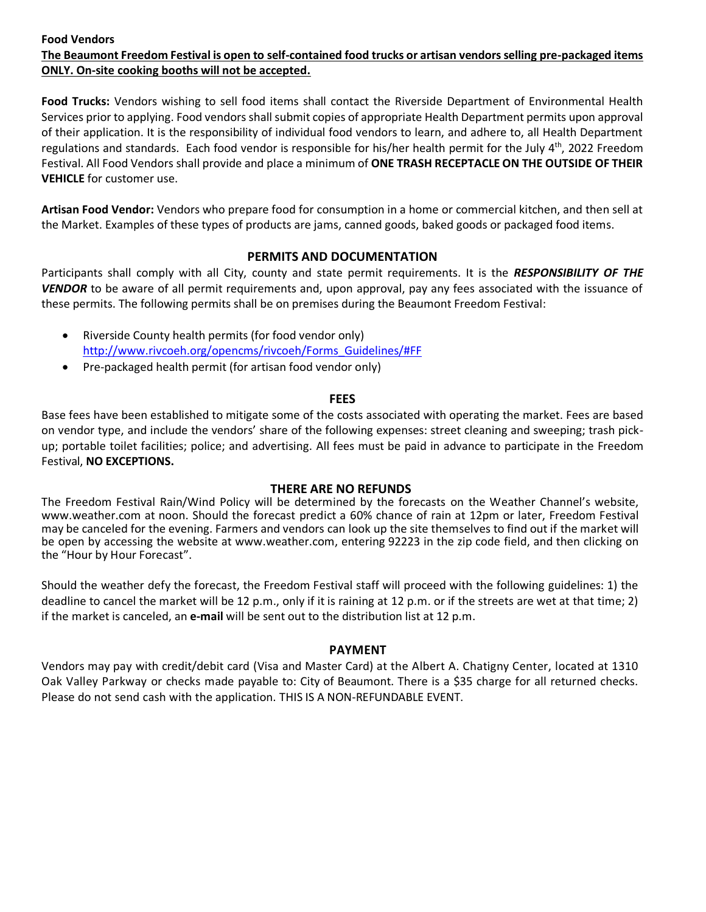**Food Vendors**

**The Beaumont Freedom Festival is open to self-contained food trucks or artisan vendors selling pre-packaged items ONLY. On-site cooking booths will not be accepted.**

**Food Trucks:** Vendors wishing to sell food items shall contact the Riverside Department of Environmental Health Services prior to applying. Food vendors shall submit copies of appropriate Health Department permits upon approval of their application. It is the responsibility of individual food vendors to learn, and adhere to, all Health Department regulations and standards. Each food vendor is responsible for his/her health permit for the July 4th, 2022 Freedom Festival. All Food Vendors shall provide and place a minimum of **ONE TRASH RECEPTACLE ON THE OUTSIDE OF THEIR VEHICLE** for customer use.

**Artisan Food Vendor:** Vendors who prepare food for consumption in a home or commercial kitchen, and then sell at the Market. Examples of these types of products are jams, canned goods, baked goods or packaged food items.

## PERMITS AND DOCUMENTATION

Participants shall comply with all City, county and state permit requirements. It is the ***RESPONSIBILITY OF THE VENDOR*** to be aware of all permit requirements and, upon approval, pay any fees associated with the issuance of these permits. The following permits shall be on premises during the Beaumont Freedom Festival:

- Riverside County health permits (for food vendor only) http://www.rivcoeh.org/opencms/rivcoeh/Forms_Guidelines/#FF
- Pre-packaged health permit (for artisan food vendor only)

## FEES

Base fees have been established to mitigate some of the costs associated with operating the market. Fees are based on vendor type, and include the vendors' share of the following expenses: street cleaning and sweeping; trash pick-up; portable toilet facilities; police; and advertising. All fees must be paid in advance to participate in the Freedom Festival, **NO EXCEPTIONS.**

## THERE ARE NO REFUNDS

The Freedom Festival Rain/Wind Policy will be determined by the forecasts on the Weather Channel's website, www.weather.com at noon. Should the forecast predict a 60% chance of rain at 12pm or later, Freedom Festival may be canceled for the evening. Farmers and vendors can look up the site themselves to find out if the market will be open by accessing the website at www.weather.com, entering 92223 in the zip code field, and then clicking on the "Hour by Hour Forecast".

Should the weather defy the forecast, the Freedom Festival staff will proceed with the following guidelines: 1) the deadline to cancel the market will be 12 p.m., only if it is raining at 12 p.m. or if the streets are wet at that time; 2) if the market is canceled, an **e-mail** will be sent out to the distribution list at 12 p.m.

## PAYMENT

Vendors may pay with credit/debit card (Visa and Master Card) at the Albert A. Chatigny Center, located at 1310 Oak Valley Parkway or checks made payable to: City of Beaumont. There is a $35 charge for all returned checks. Please do not send cash with the application. THIS IS A NON-REFUNDABLE EVENT.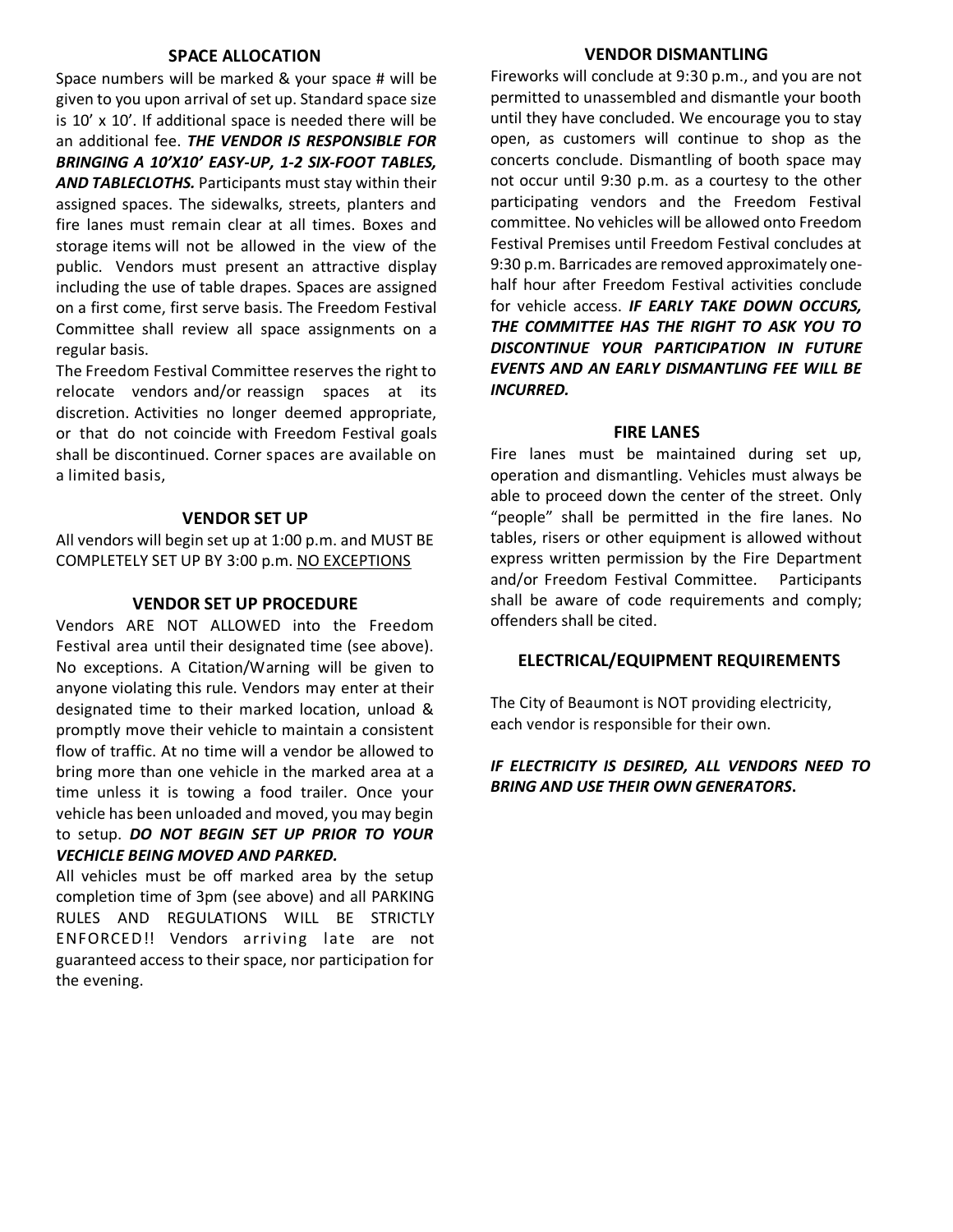## SPACE ALLOCATION

Space numbers will be marked & your space # will be given to you upon arrival of set up. Standard space size is 10' x 10'. If additional space is needed there will be an additional fee. ***THE VENDOR IS RESPONSIBLE FOR BRINGING A 10'X10' EASY-UP, 1-2 SIX-FOOT TABLES, AND TABLECLOTHS.*** Participants must stay within their assigned spaces. The sidewalks, streets, planters and fire lanes must remain clear at all times. Boxes and storage items will not be allowed in the view of the public. Vendors must present an attractive display including the use of table drapes. Spaces are assigned on a first come, first serve basis. The Freedom Festival Committee shall review all space assignments on a regular basis.

The Freedom Festival Committee reserves the right to relocate vendors and/or reassign spaces at its discretion. Activities no longer deemed appropriate, or that do not coincide with Freedom Festival goals shall be discontinued. Corner spaces are available on a limited basis,

## VENDOR SET UP

All vendors will begin set up at 1:00 p.m. and MUST BE COMPLETELY SET UP BY 3:00 p.m. <u>NO EXCEPTIONS</u>

## VENDOR SET UP PROCEDURE

Vendors ARE NOT ALLOWED into the Freedom Festival area until their designated time (see above). No exceptions. A Citation/Warning will be given to anyone violating this rule. Vendors may enter at their designated time to their marked location, unload & promptly move their vehicle to maintain a consistent flow of traffic. At no time will a vendor be allowed to bring more than one vehicle in the marked area at a time unless it is towing a food trailer. Once your vehicle has been unloaded and moved, you may begin to setup. ***DO NOT BEGIN SET UP PRIOR TO YOUR VECHICLE BEING MOVED AND PARKED.***

All vehicles must be off marked area by the setup completion time of 3pm (see above) and all PARKING RULES AND REGULATIONS WILL BE STRICTLY ENFORCED!! Vendors arriving late are not guaranteed access to their space, nor participation for the evening.

## VENDOR DISMANTLING

Fireworks will conclude at 9:30 p.m., and you are not permitted to unassembled and dismantle your booth until they have concluded. We encourage you to stay open, as customers will continue to shop as the concerts conclude. Dismantling of booth space may not occur until 9:30 p.m. as a courtesy to the other participating vendors and the Freedom Festival committee. No vehicles will be allowed onto Freedom Festival Premises until Freedom Festival concludes at 9:30 p.m. Barricades are removed approximately one-half hour after Freedom Festival activities conclude for vehicle access. ***IF EARLY TAKE DOWN OCCURS, THE COMMITTEE HAS THE RIGHT TO ASK YOU TO DISCONTINUE YOUR PARTICIPATION IN FUTURE EVENTS AND AN EARLY DISMANTLING FEE WILL BE INCURRED.***

## FIRE LANES

Fire lanes must be maintained during set up, operation and dismantling. Vehicles must always be able to proceed down the center of the street. Only "people" shall be permitted in the fire lanes. No tables, risers or other equipment is allowed without express written permission by the Fire Department and/or Freedom Festival Committee. Participants shall be aware of code requirements and comply; offenders shall be cited.

## ELECTRICAL/EQUIPMENT REQUIREMENTS

The City of Beaumont is NOT providing electricity, each vendor is responsible for their own.

***IF ELECTRICITY IS DESIRED, ALL VENDORS NEED TO BRING AND USE THEIR OWN GENERATORS.***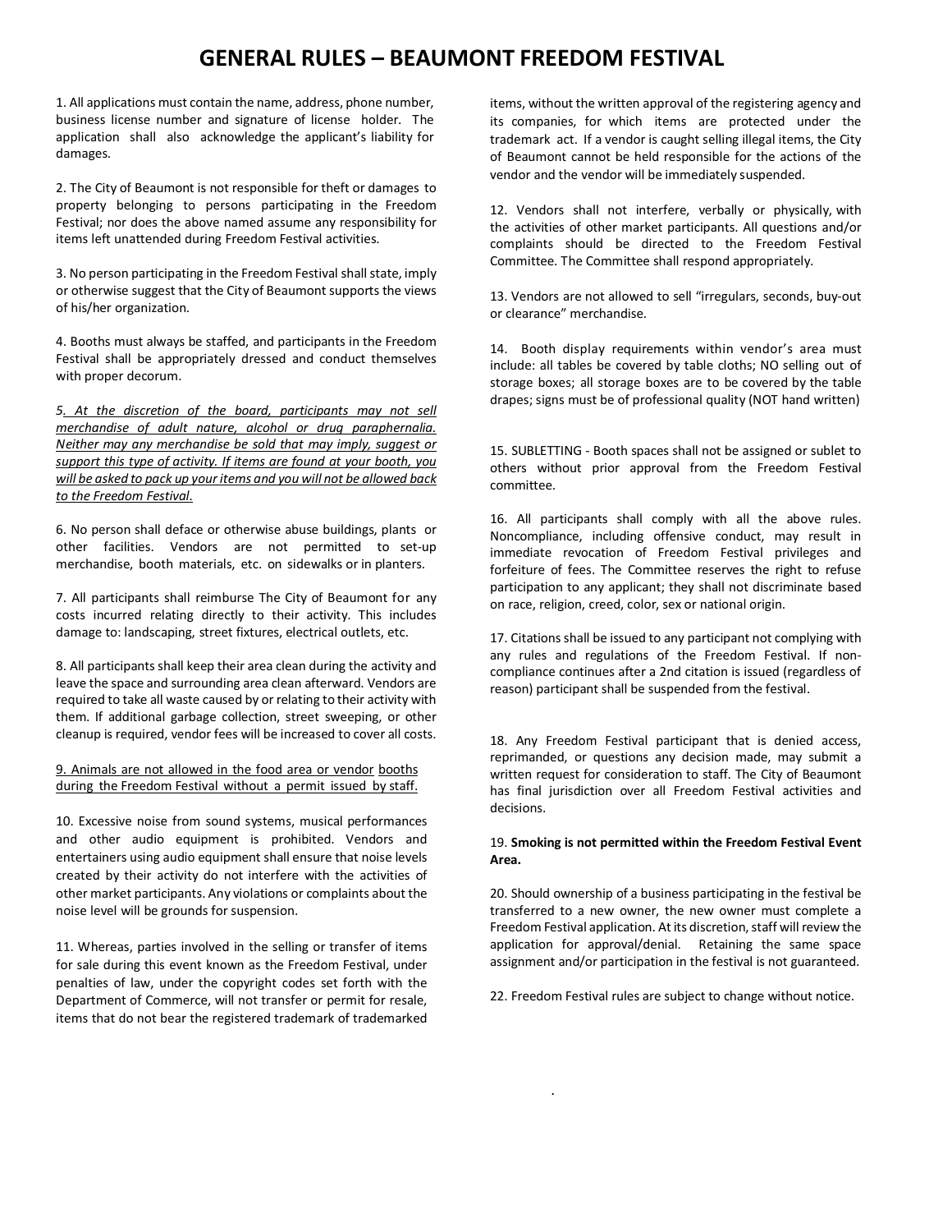# GENERAL RULES – BEAUMONT FREEDOM FESTIVAL

1. All applications must contain the name, address, phone number, business license number and signature of license holder. The application shall also acknowledge the applicant's liability for damages.

2. The City of Beaumont is not responsible for theft or damages to property belonging to persons participating in the Freedom Festival; nor does the above named assume any responsibility for items left unattended during Freedom Festival activities.

3. No person participating in the Freedom Festival shall state, imply or otherwise suggest that the City of Beaumont supports the views of his/her organization.

4. Booths must always be staffed, and participants in the Freedom Festival shall be appropriately dressed and conduct themselves with proper decorum.

*5. At the discretion of the board, participants may not sell merchandise of adult nature, alcohol or drug paraphernalia. Neither may any merchandise be sold that may imply, suggest or support this type of activity. If items are found at your booth, you will be asked to pack up your items and you will not be allowed back to the Freedom Festival.*

6. No person shall deface or otherwise abuse buildings, plants or other facilities. Vendors are not permitted to set-up merchandise, booth materials, etc. on sidewalks or in planters.

7. All participants shall reimburse The City of Beaumont for any costs incurred relating directly to their activity. This includes damage to: landscaping, street fixtures, electrical outlets, etc.

8. All participants shall keep their area clean during the activity and leave the space and surrounding area clean afterward. Vendors are required to take all waste caused by or relating to their activity with them. If additional garbage collection, street sweeping, or other cleanup is required, vendor fees will be increased to cover all costs.

9. Animals are not allowed in the food area or vendor booths during the Freedom Festival without a permit issued by staff.

10. Excessive noise from sound systems, musical performances and other audio equipment is prohibited. Vendors and entertainers using audio equipment shall ensure that noise levels created by their activity do not interfere with the activities of other market participants. Any violations or complaints about the noise level will be grounds for suspension.

11. Whereas, parties involved in the selling or transfer of items for sale during this event known as the Freedom Festival, under penalties of law, under the copyright codes set forth with the Department of Commerce, will not transfer or permit for resale, items that do not bear the registered trademark of trademarked items, without the written approval of the registering agency and its companies, for which items are protected under the trademark act. If a vendor is caught selling illegal items, the City of Beaumont cannot be held responsible for the actions of the vendor and the vendor will be immediately suspended.

12. Vendors shall not interfere, verbally or physically, with the activities of other market participants. All questions and/or complaints should be directed to the Freedom Festival Committee. The Committee shall respond appropriately.

13. Vendors are not allowed to sell "irregulars, seconds, buy-out or clearance" merchandise.

14. Booth display requirements within vendor's area must include: all tables be covered by table cloths; NO selling out of storage boxes; all storage boxes are to be covered by the table drapes; signs must be of professional quality (NOT hand written)

15. SUBLETTING - Booth spaces shall not be assigned or sublet to others without prior approval from the Freedom Festival committee.

16. All participants shall comply with all the above rules. Noncompliance, including offensive conduct, may result in immediate revocation of Freedom Festival privileges and forfeiture of fees. The Committee reserves the right to refuse participation to any applicant; they shall not discriminate based on race, religion, creed, color, sex or national origin.

17. Citations shall be issued to any participant not complying with any rules and regulations of the Freedom Festival. If non-compliance continues after a 2nd citation is issued (regardless of reason) participant shall be suspended from the festival.

18. Any Freedom Festival participant that is denied access, reprimanded, or questions any decision made, may submit a written request for consideration to staff. The City of Beaumont has final jurisdiction over all Freedom Festival activities and decisions.

19. **Smoking is not permitted within the Freedom Festival Event Area.**

20. Should ownership of a business participating in the festival be transferred to a new owner, the new owner must complete a Freedom Festival application. At its discretion, staff will review the application for approval/denial. Retaining the same space assignment and/or participation in the festival is not guaranteed.

22. Freedom Festival rules are subject to change without notice.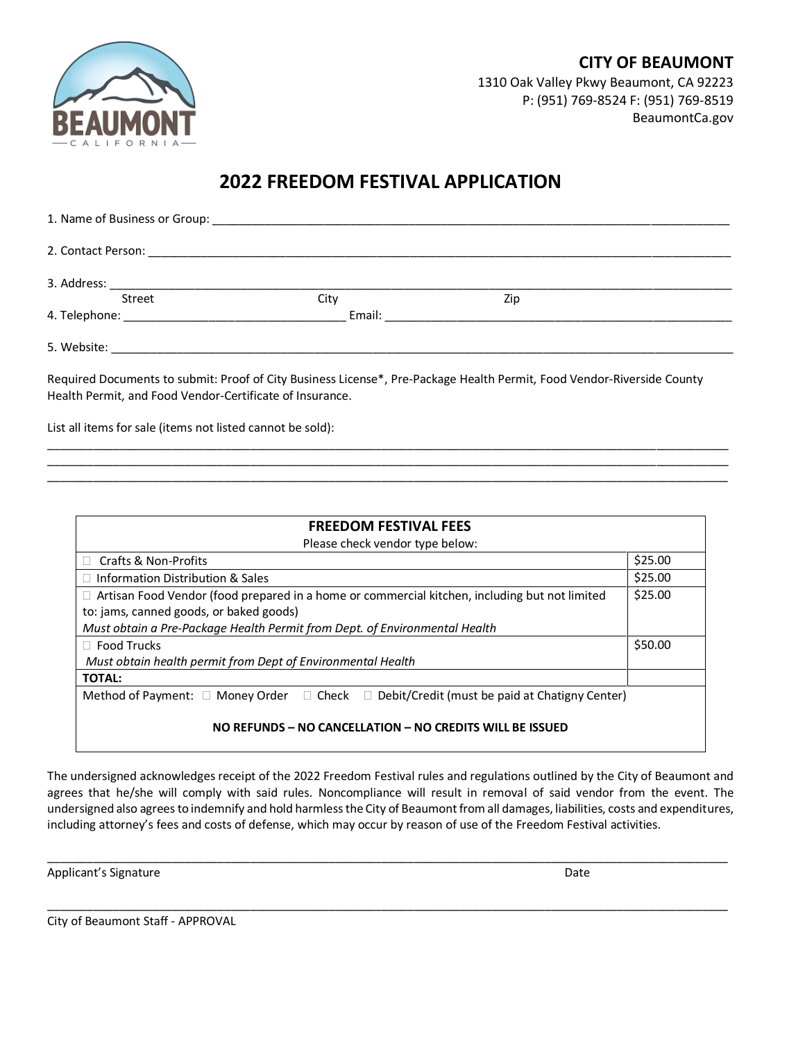**CITY OF BEAUMONT**
1310 Oak Valley Pkwy Beaumont, CA 92223
P: (951) 769-8524 F: (951) 769-8519
BeaumontCa.gov

# 2022 FREEDOM FESTIVAL APPLICATION

1. Name of Business or Group: ____________________________________________

2. Contact Person: ____________________________________________

3. Address: ____________________________________________
   Street City Zip

4. Telephone: ______________________ Email: ______________________

5. Website: ____________________________________________

Required Documents to submit: Proof of City Business License*, Pre-Package Health Permit, Food Vendor-Riverside County Health Permit, and Food Vendor-Certificate of Insurance.

List all items for sale (items not listed cannot be sold):

____________________________________________
____________________________________________
____________________________________________

| FREEDOM FESTIVAL FEES<br>Please check vendor type below: | |
|---|---|
| ☐ Crafts & Non-Profits | $25.00 |
| ☐ Information Distribution & Sales | $25.00 |
| ☐ Artisan Food Vendor (food prepared in a home or commercial kitchen, including but not limited to: jams, canned goods, or baked goods)<br>*Must obtain a Pre-Package Health Permit from Dept. of Environmental Health* | $25.00 |
| ☐ Food Trucks<br>*Must obtain health permit from Dept of Environmental Health* | $50.00 |
| **TOTAL:** | |
| Method of Payment: ☐ Money Order ☐ Check ☐ Debit/Credit (must be paid at Chatigny Center)<br><br>**NO REFUNDS – NO CANCELLATION – NO CREDITS WILL BE ISSUED** | |

The undersigned acknowledges receipt of the 2022 Freedom Festival rules and regulations outlined by the City of Beaumont and agrees that he/she will comply with said rules. Noncompliance will result in removal of said vendor from the event. The undersigned also agrees to indemnify and hold harmless the City of Beaumont from all damages, liabilities, costs and expenditures, including attorney's fees and costs of defense, which may occur by reason of use of the Freedom Festival activities.

____________________________________________
Applicant's Signature Date

____________________________________________
City of Beaumont Staff - APPROVAL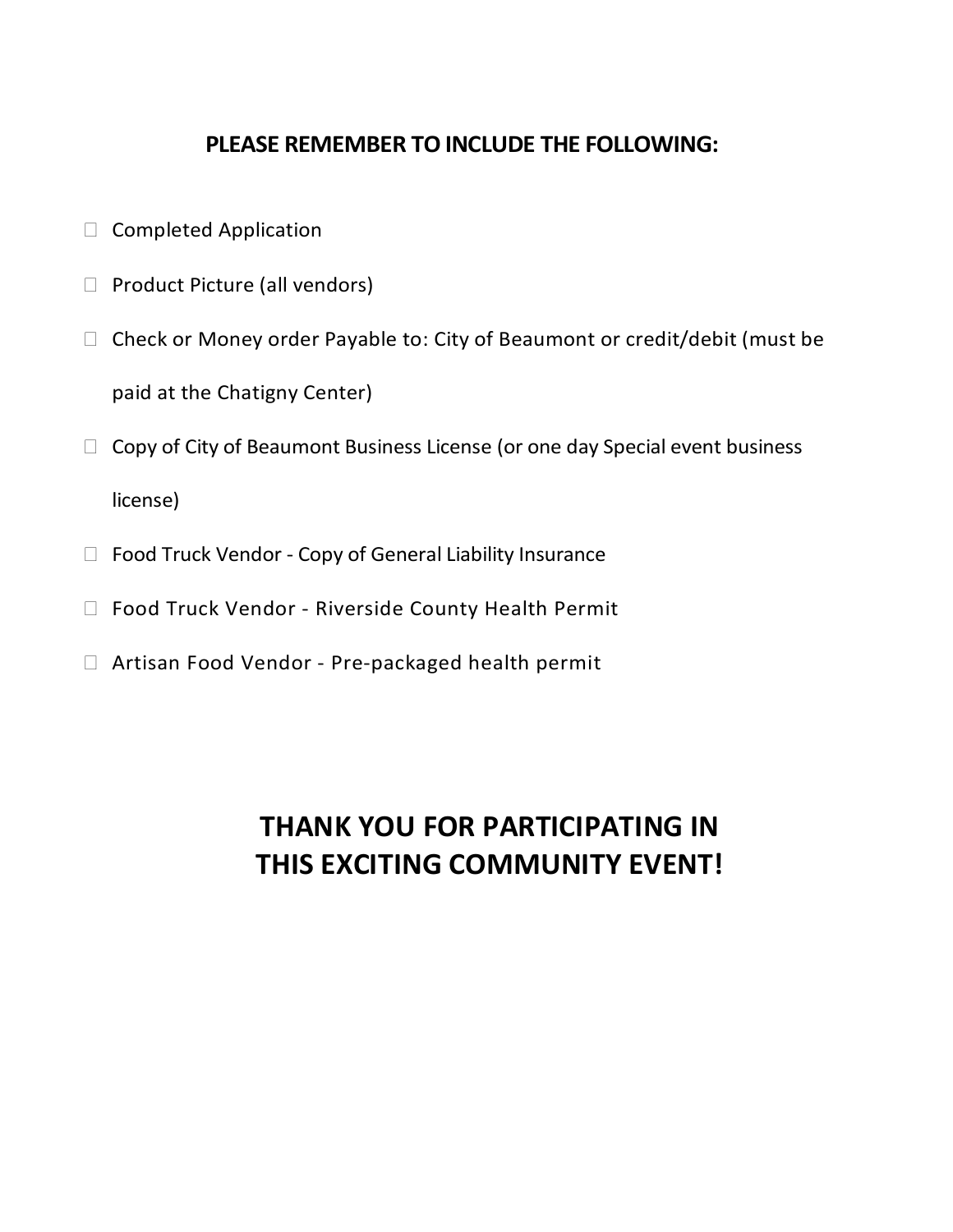**PLEASE REMEMBER TO INCLUDE THE FOLLOWING:**

- [ ] Completed Application
- [ ] Product Picture (all vendors)
- [ ] Check or Money order Payable to: City of Beaumont or credit/debit (must be paid at the Chatigny Center)
- [ ] Copy of City of Beaumont Business License (or one day Special event business license)
- [ ] Food Truck Vendor - Copy of General Liability Insurance
- [ ] Food Truck Vendor - Riverside County Health Permit
- [ ] Artisan Food Vendor - Pre-packaged health permit

## THANK YOU FOR PARTICIPATING IN THIS EXCITING COMMUNITY EVENT!